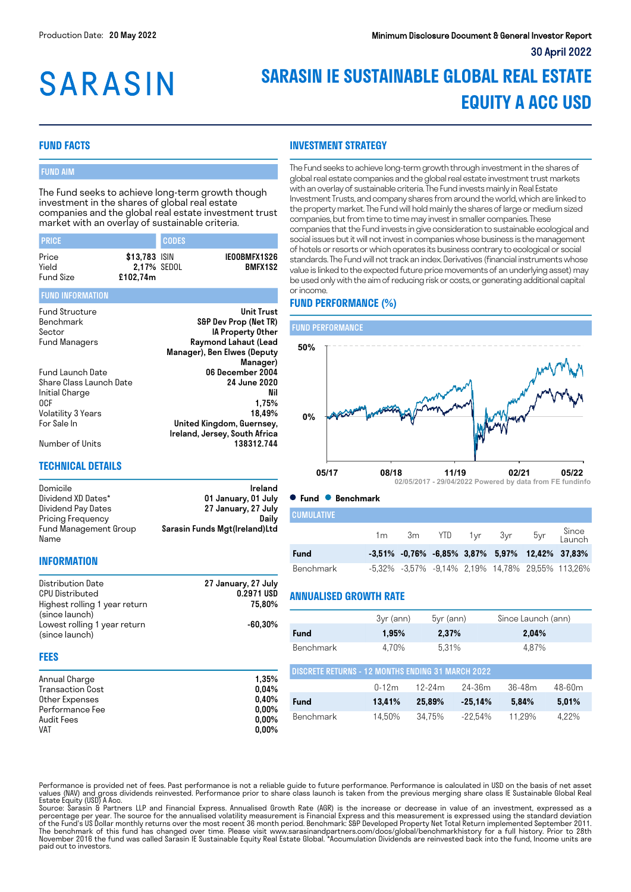Production Date: **20 May 2022**

**Minimum Disclosure Document & General Investor Report**

**30 April 2022**

# SARASIN

# SARASIN IE SUSTAINABLE GLOBAL REAL ESTATE EQUITY A ACC USD

## FUND FACTS

### FUND AIM

The Fund seeks to achieve long-term growth though investment in the shares of global real estate companies and the global real estate investment trust market with an overlay of sustainable criteria.

| PRICE | | CODES | |
|---|---|---|---|
| Price | $13,783 | ISIN | IE00BMFX1S26 |
| Yield | 2,17% | SEDOL | BMFX1S2 |
| Fund Size | £102,74m | | |

### FUND INFORMATION

| | |
|---|---|
| Fund Structure | Unit Trust |
| Benchmark | S&P Dev Prop (Net TR) |
| Sector | IA Property Other |
| Fund Managers | Raymond Lahaut (Lead Manager), Ben Elwes (Deputy Manager) |
| Fund Launch Date | 06 December 2004 |
| Share Class Launch Date | 24 June 2020 |
| Initial Charge | Nil |
| OCF | 1,75% |
| Volatility 3 Years | 18,49% |
| For Sale In | United Kingdom, Guernsey, Ireland, Jersey, South Africa |
| Number of Units | 138312.744 |

## TECHNICAL DETAILS

| | |
|---|---|
| Domicile | Ireland |
| Dividend XD Dates* | 01 January, 01 July |
| Dividend Pay Dates | 27 January, 27 July |
| Pricing Frequency | Daily |
| Fund Management Group Name | Sarasin Funds Mgt(Ireland)Ltd |

## INFORMATION

| | |
|---|---|
| Distribution Date | 27 January, 27 July |
| CPU Distributed | 0.2971 USD |
| Highest rolling 1 year return (since launch) | 75,80% |
| Lowest rolling 1 year return (since launch) | -60,30% |

## FEES

| | |
|---|---|
| Annual Charge | 1,35% |
| Transaction Cost | 0,04% |
| Other Expenses | 0,40% |
| Performance Fee | 0,00% |
| Audit Fees | 0,00% |
| VAT | 0,00% |

## INVESTMENT STRATEGY

The Fund seeks to achieve long-term growth through investment in the shares of global real estate companies and the global real estate investment trust markets with an overlay of sustainable criteria. The Fund invests mainly in Real Estate Investment Trusts, and company shares from around the world, which are linked to the property market. The Fund will hold mainly the shares of large or medium sized companies, but from time to time may invest in smaller companies. These companies that the Fund invests in give consideration to sustainable ecological and social issues but it will not invest in companies whose business is the management of hotels or resorts or which operates its business contrary to ecological or social standards. The Fund will not track an index. Derivatives (financial instruments whose value is linked to the expected future price movements of an underlying asset) may be used only with the aim of reducing risk or costs, or generating additional capital or income.

## FUND PERFORMANCE (%)

### FUND PERFORMANCE

02/05/2017 - 29/04/2022 Powered by data from FE fundinfo

● Fund ● Benchmark

### CUMULATIVE

| | 1m | 3m | YTD | 1yr | 3yr | 5yr | Since Launch |
|---|---|---|---|---|---|---|---|
| **Fund** | **-3,51%** | **-0,76%** | **-6,85%** | **3,87%** | **5,97%** | **12,42%** | **37,83%** |
| Benchmark | -5,32% | -3,57% | -9,14% | 2,19% | 14,78% | 29,55% | 113,26% |

## ANNUALISED GROWTH RATE

| | 3yr (ann) | 5yr (ann) | Since Launch (ann) |
|---|---|---|---|
| **Fund** | **1,95%** | **2,37%** | **2,04%** |
| Benchmark | 4,70% | 5,31% | 4,87% |

### DISCRETE RETURNS - 12 MONTHS ENDING 31 MARCH 2022

| | 0-12m | 12-24m | 24-36m | 36-48m | 48-60m |
|---|---|---|---|---|---|
| **Fund** | **13,41%** | **25,89%** | **-25,14%** | **5,84%** | **5,01%** |
| Benchmark | 14,50% | 34,75% | -22,54% | 11,29% | 4,22% |

Performance is provided net of fees. Past performance is not a reliable guide to future performance. Performance is calculated in USD on the basis of net asset values (NAV) and gross dividends reinvested. Performance prior to share class launch is taken from the previous merging share class IE Sustainable Global Real Estate Equity (USD) A Acc.
Source: Sarasin & Partners LLP and Financial Express. Annualised Growth Rate (AGR) is the increase or decrease in value of an investment, expressed as a percentage per year. The source for the annualised volatility measurement is Financial Express and this measurement is expressed using the standard deviation of the Fund's US Dollar monthly returns over the most recent 36 month period. Benchmark: S&P Developed Property Net Total Return implemented September 2011. The benchmark of this fund has changed over time. Please visit www.sarasinandpartners.com/docs/global/benchmarkhistory for a full history. Prior to 28th November 2016 the fund was called Sarasin IE Sustainable Equity Real Estate Global. *Accumulation Dividends are reinvested back into the fund, Income units are paid out to investors.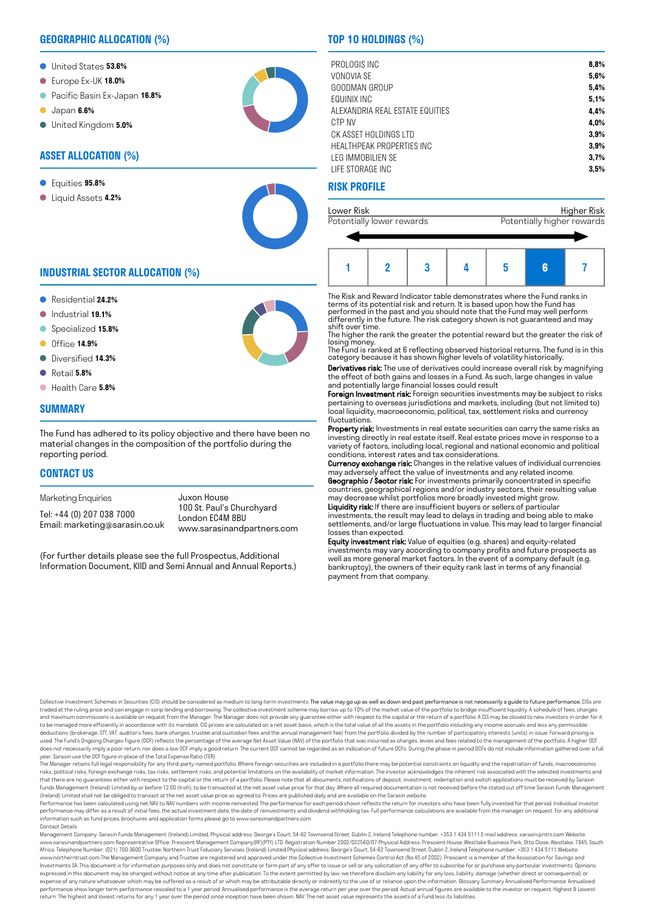## GEOGRAPHIC ALLOCATION (%)

- United States **53.6%**
- Europe Ex-UK **18.0%**
- Pacific Basin Ex-Japan **16.8%**
- Japan **6.6%**
- United Kingdom **5.0%**

## ASSET ALLOCATION (%)

- Equities **95.8%**
- Liquid Assets **4.2%**

## INDUSTRIAL SECTOR ALLOCATION (%)

- Residential **24.2%**
- Industrial **19.1%**
- Specialized **15.8%**
- Office **14.9%**
- Diversified **14.3%**
- Retail **5.8%**
- Health Care **5.8%**

## SUMMARY

The Fund has adhered to its policy objective and there have been no material changes in the composition of the portfolio during the reporting period.

## CONTACT US

Marketing Enquiries

Tel: +44 (0) 207 038 7000
Email: marketing@sarasin.co.uk

Juxon House
100 St. Paul's Churchyard
London EC4M 8BU
www.sarasinandpartners.com

(For further details please see the full Prospectus, Additional Information Document, KIID and Semi Annual and Annual Reports.)

## TOP 10 HOLDINGS (%)

| | |
|---|---|
| PROLOGIS INC | **8,8%** |
| VONOVIA SE | **5,6%** |
| GOODMAN GROUP | **5,4%** |
| EQUINIX INC | **5,1%** |
| ALEXANDRIA REAL ESTATE EQUITIES | **4,4%** |
| CTP NV | **4,0%** |
| CK ASSET HOLDINGS LTD | **3,9%** |
| HEALTHPEAK PROPERTIES INC | **3,9%** |
| LEG IMMOBILIEN SE | **3,7%** |
| LIFE STORAGE INC | **3,5%** |

## RISK PROFILE

Lower Risk
Potentially lower rewards

Higher Risk
Potentially higher rewards

| 1 | 2 | 3 | 4 | 5 | **6** | 7 |
|---|---|---|---|---|---|---|

The Risk and Reward Indicator table demonstrates where the Fund ranks in terms of its potential risk and return. It is based upon how the Fund has performed in the past and you should note that the Fund may well perform differently in the future. The risk category shown is not guaranteed and may shift over time.

The higher the rank the greater the potential reward but the greater the risk of losing money.

The Fund is ranked at 6 reflecting observed historical returns. The fund is in this category because it has shown higher levels of volatility historically.

**Derivatives risk:** The use of derivatives could increase overall risk by magnifying the effect of both gains and losses in a Fund. As such, large changes in value and potentially large financial losses could result

**Foreign Investment risk:** Foreign securities investments may be subject to risks pertaining to overseas jurisdictions and markets, including (but not limited to) local liquidity, macroeconomic, political, tax, settlement risks and currency fluctuations.

**Property risk:** Investments in real estate securities can carry the same risks as investing directly in real estate itself. Real estate prices move in response to a variety of factors, including local, regional and national economic and political conditions, interest rates and tax considerations.

**Currency exchange risk:** Changes in the relative values of individual currencies may adversely affect the value of investments and any related income.

**Geographic / Sector risk:** For investments primarily concentrated in specific countries, geographical regions and/or industry sectors, their resulting value may decrease whilst portfolios more broadly invested might grow.

**Liquidity risk:** If there are insufficient buyers or sellers of particular investments, the result may lead to delays in trading and being able to make settlements, and/or large fluctuations in value. This may lead to larger financial losses than expected.

**Equity investment risk:** Value of equities (e.g. shares) and equity-related investments may vary according to company profits and future prospects as well as more general market factors. In the event of a company default (e.g. bankruptcy), the owners of their equity rank last in terms of any financial payment from that company.

Collective Investment Schemes in Securities (CIS) should be considered as medium to long-term investments. The value may go up as well as down and past performance is not necessarily a guide to future performance. CISs are traded at the ruling price and can engage in scrip lending and borrowing. The collective investment scheme may borrow up to 10% of the market value of the portfolio to bridge insufficient liquidity. A schedule of fees, charges and maximum commissions is available on request from the Manager. The Manager does not provide any guarantee either with respect to the capital or the return of a portfolio. A CIS may be closed to new investors in order for it to be managed more efficiently in accordance with its mandate. CIS prices are calculated on a net asset basis, which is the total value of all the assets in the portfolio including any income accruals and less any permissible deductions (brokerage, STT, VAT, auditor's fees, bank charges, trustee and custodian fees and the annual management fee) from the portfolio divided by the number of participatory interests (units) in issue. Forward pricing is used. The Fund's Ongoing Charges Figure (OCF) reflects the percentage of the average Net Asset Value (NAV) of the portfolio that was incurred as charges, levies and fees related to the management of the portfolio. A higher OCF does not necessarily imply a poor return, nor does a low OCF imply a good return. The current OCF cannot be regarded as an indication of future OCFs. During the phase in period OCFs do not include information gathered over a full year. Sarasin use the OCF figure in-place of the Total Expense Ratio (TER).

The Manager retains full legal responsibility for any third-party-named portfolio. Where foreign securities are included in a portfolio there may be potential constraints on liquidity and the repatriation of funds, macroeconomic risks, political risks, foreign exchange risks, tax risks, settlement risks; and potential limitations on the availability of market information. The investor acknowledges the inherent risk associated with the selected investments and that there are no guarantees either with respect to the capital or the return of a portfolio. Please note that all documents, notifications of deposit, investment, redemption and switch applications must be received by Sarasin Funds Management (Ireland) Limited by or before 12:00 (Irish), to be transacted at the net asset value price for that day. Where all required documentation is not received before the stated cut off time Sarasin Funds Management (Ireland) Limited shall not be obliged to transact at the net asset value price as agreed to. Prices are published daily and are available on the Sarasin website.

Performance has been calculated using net NAV to NAV numbers with income reinvested. The performance for each period shown reflects the return for investors who have been fully invested for that period. Individual investor performance may differ as a result of initial fees, the actual investment date, the date of reinvestments and dividend withholding tax. Full performance calculations are available from the manager on request. For any additional information such as fund prices, brochures and application forms please go to www.sarasinandpartners.com

Contact Details

Management Company: Sarasin Funds Management (Ireland) Limited, Physical address: George's Court, 54-62 Townsend Street, Dublin 2, Ireland Telephone number: +353 1 434 5111 E-mail address: sarasin@ntrs.com Website: www.sarasinandpartners.com Representative Office: Prescient Management Company(RF)(PTY) LTD. Registration Number 2002/022560/07 Physical Address: Prescient House, Westlake Business Park, Otto Close, Westlake, 7945, South Africa. Telephone Number: (021) 700 3600 Trustee: Northern Trust Fiduciary Services (Ireland) Limited Physical address: George's Court, 54-62 Townsend Street, Dublin 2, Ireland Telephone number: +353 1 434 5111 Website: www.northerntrust.com The Management Company and Trustee are registered and approved under the Collective Investment Schemes Control Act (No.45 of 2002). Prescient is a member of the Association for Savings and Investments SA. This document is for information purposes only and does not constitute or form part of any offer to issue or sell or any solicitation of any offer to subscribe for or purchase any particular investments. Opinions expressed in this document may be changed without notice at any time after publication. To the extent permitted by law, we therefore disclaim any liability for any loss, liability, damage (whether direct or consequential) or expense of any nature whatsoever which may be suffered as a result of or which may be attributable directly or indirectly to the use of or reliance upon the information. Glossary Summary Annualised Performance: Annualised performance show longer term performance rescaled to a 1 year period. Annualised performance is the average return per year over the period. Actual annual figures are available to the investor on request. Highest & Lowest return: The highest and lowest returns for any 1 year over the period since inception have been shown. NAV: The net asset value represents the assets of a Fund less its liabilities.